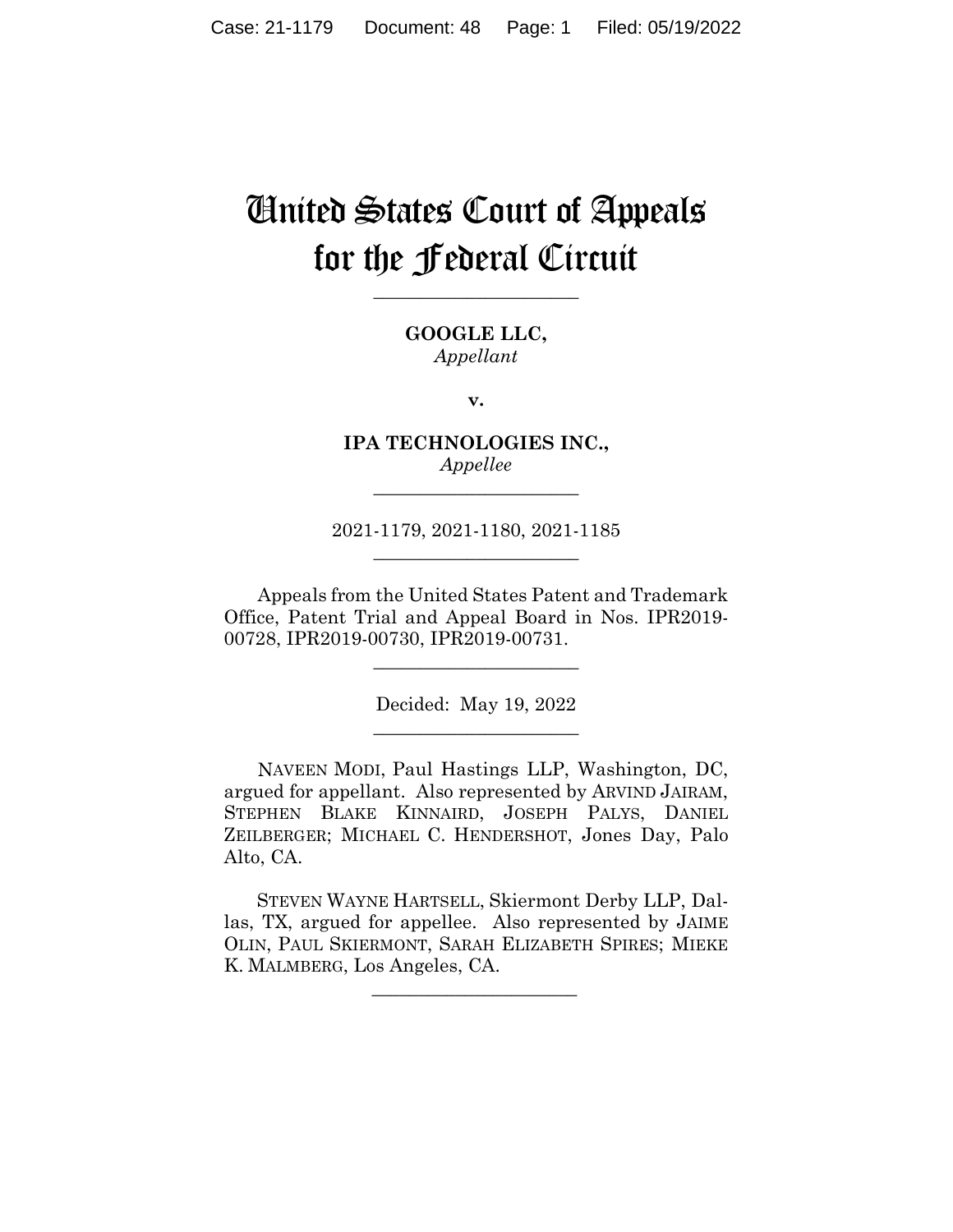# United States Court of Appeals for the Federal Circuit

______________________

**GOOGLE LLC,**
*Appellant*

**v.**

**IPA TECHNOLOGIES INC.,**
*Appellee*

______________________

2021-1179, 2021-1180, 2021-1185

______________________

Appeals from the United States Patent and Trademark Office, Patent Trial and Appeal Board in Nos. IPR2019-00728, IPR2019-00730, IPR2019-00731.

______________________

Decided: May 19, 2022

______________________

NAVEEN MODI, Paul Hastings LLP, Washington, DC, argued for appellant. Also represented by ARVIND JAIRAM, STEPHEN BLAKE KINNAIRD, JOSEPH PALYS, DANIEL ZEILBERGER; MICHAEL C. HENDERSHOT, Jones Day, Palo Alto, CA.

STEVEN WAYNE HARTSELL, Skiermont Derby LLP, Dallas, TX, argued for appellee. Also represented by JAIME OLIN, PAUL SKIERMONT, SARAH ELIZABETH SPIRES; MIEKE K. MALMBERG, Los Angeles, CA.

______________________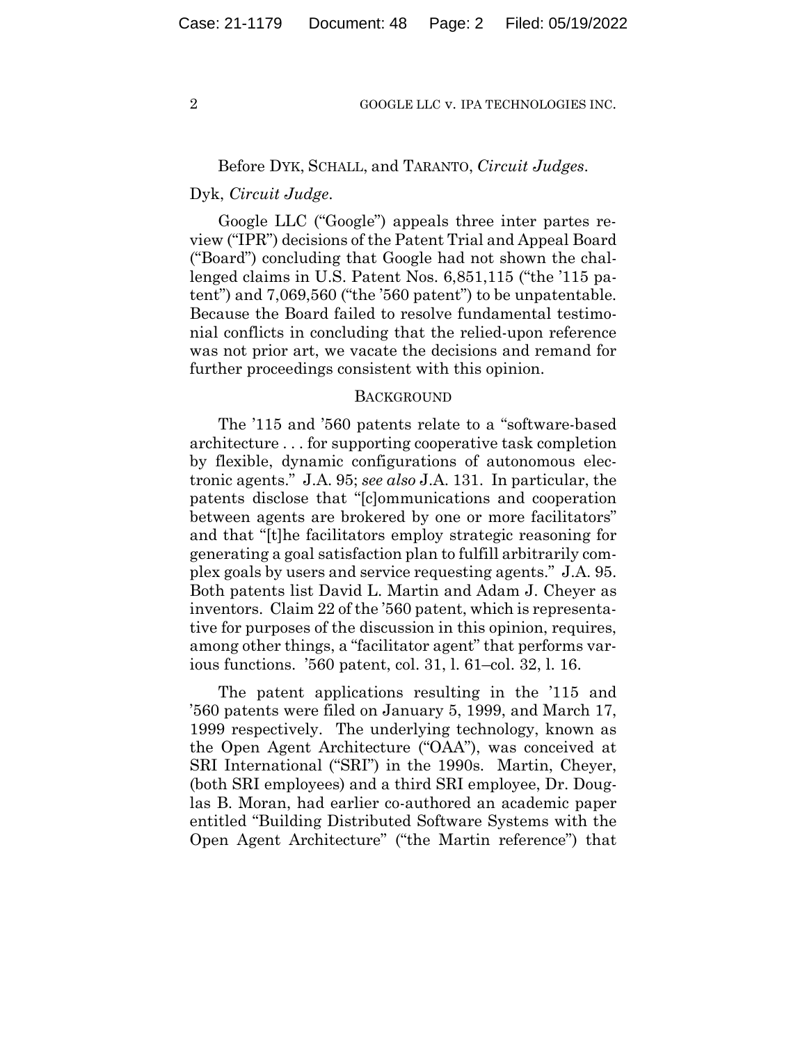Before DYK, SCHALL, and TARANTO, *Circuit Judges*.

Dyk, *Circuit Judge*.

Google LLC ("Google") appeals three inter partes review ("IPR") decisions of the Patent Trial and Appeal Board ("Board") concluding that Google had not shown the challenged claims in U.S. Patent Nos. 6,851,115 ("the '115 patent") and 7,069,560 ("the '560 patent") to be unpatentable. Because the Board failed to resolve fundamental testimonial conflicts in concluding that the relied-upon reference was not prior art, we vacate the decisions and remand for further proceedings consistent with this opinion.

## BACKGROUND

The '115 and '560 patents relate to a "software-based architecture . . . for supporting cooperative task completion by flexible, dynamic configurations of autonomous electronic agents." J.A. 95; *see also* J.A. 131. In particular, the patents disclose that "[c]ommunications and cooperation between agents are brokered by one or more facilitators" and that "[t]he facilitators employ strategic reasoning for generating a goal satisfaction plan to fulfill arbitrarily complex goals by users and service requesting agents." J.A. 95. Both patents list David L. Martin and Adam J. Cheyer as inventors. Claim 22 of the '560 patent, which is representative for purposes of the discussion in this opinion, requires, among other things, a "facilitator agent" that performs various functions. '560 patent, col. 31, l. 61–col. 32, l. 16.

The patent applications resulting in the '115 and '560 patents were filed on January 5, 1999, and March 17, 1999 respectively. The underlying technology, known as the Open Agent Architecture ("OAA"), was conceived at SRI International ("SRI") in the 1990s. Martin, Cheyer, (both SRI employees) and a third SRI employee, Dr. Douglas B. Moran, had earlier co-authored an academic paper entitled "Building Distributed Software Systems with the Open Agent Architecture" ("the Martin reference") that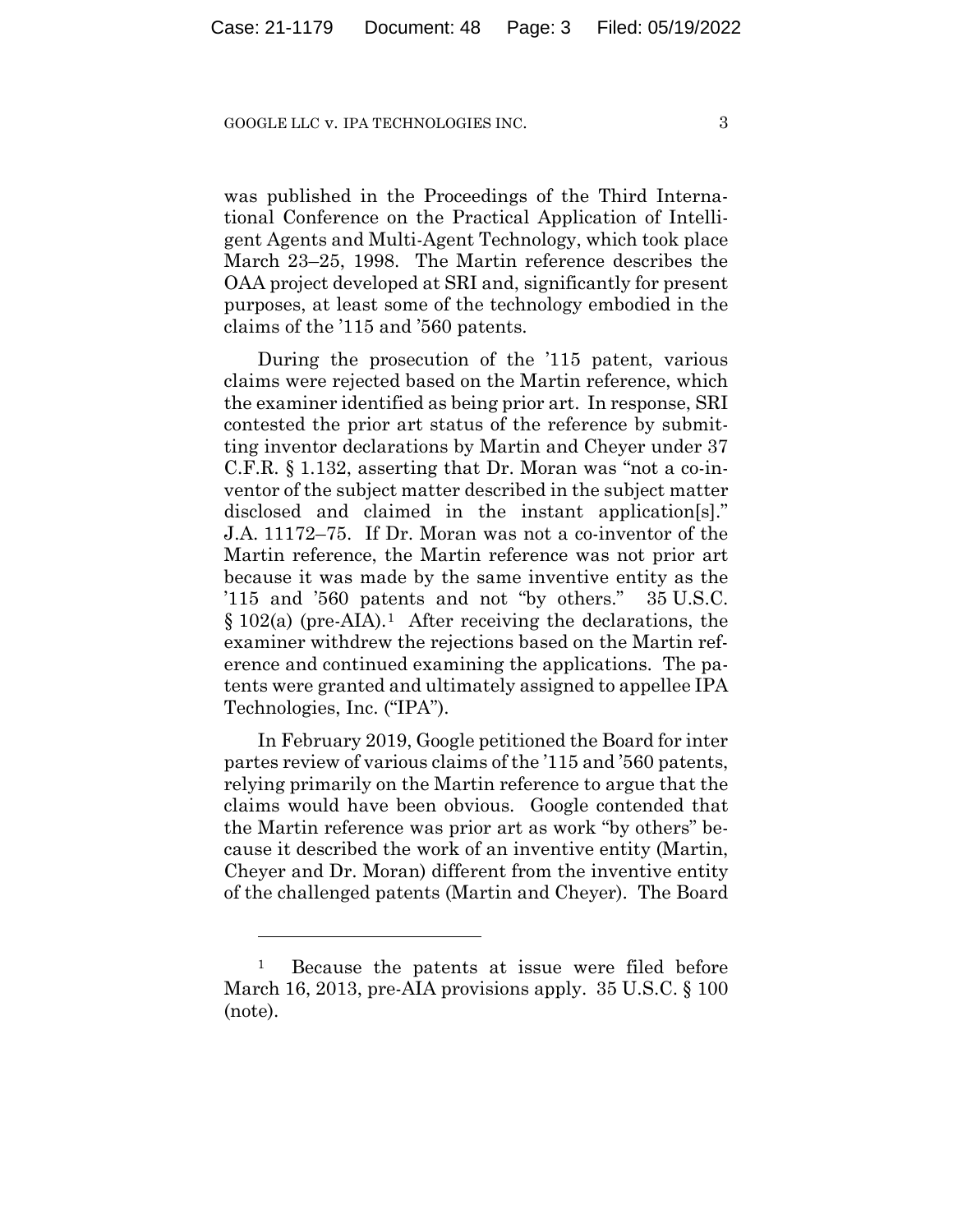was published in the Proceedings of the Third International Conference on the Practical Application of Intelligent Agents and Multi-Agent Technology, which took place March 23–25, 1998. The Martin reference describes the OAA project developed at SRI and, significantly for present purposes, at least some of the technology embodied in the claims of the '115 and '560 patents.

During the prosecution of the '115 patent, various claims were rejected based on the Martin reference, which the examiner identified as being prior art. In response, SRI contested the prior art status of the reference by submitting inventor declarations by Martin and Cheyer under 37 C.F.R. § 1.132, asserting that Dr. Moran was "not a co-inventor of the subject matter described in the subject matter disclosed and claimed in the instant application[s]." J.A. 11172–75. If Dr. Moran was not a co-inventor of the Martin reference, the Martin reference was not prior art because it was made by the same inventive entity as the '115 and '560 patents and not "by others." 35 U.S.C. § 102(a) (pre-AIA).[1] After receiving the declarations, the examiner withdrew the rejections based on the Martin reference and continued examining the applications. The patents were granted and ultimately assigned to appellee IPA Technologies, Inc. ("IPA").

In February 2019, Google petitioned the Board for inter partes review of various claims of the '115 and '560 patents, relying primarily on the Martin reference to argue that the claims would have been obvious. Google contended that the Martin reference was prior art as work "by others" because it described the work of an inventive entity (Martin, Cheyer and Dr. Moran) different from the inventive entity of the challenged patents (Martin and Cheyer). The Board

[1] Because the patents at issue were filed before March 16, 2013, pre-AIA provisions apply. 35 U.S.C. § 100 (note).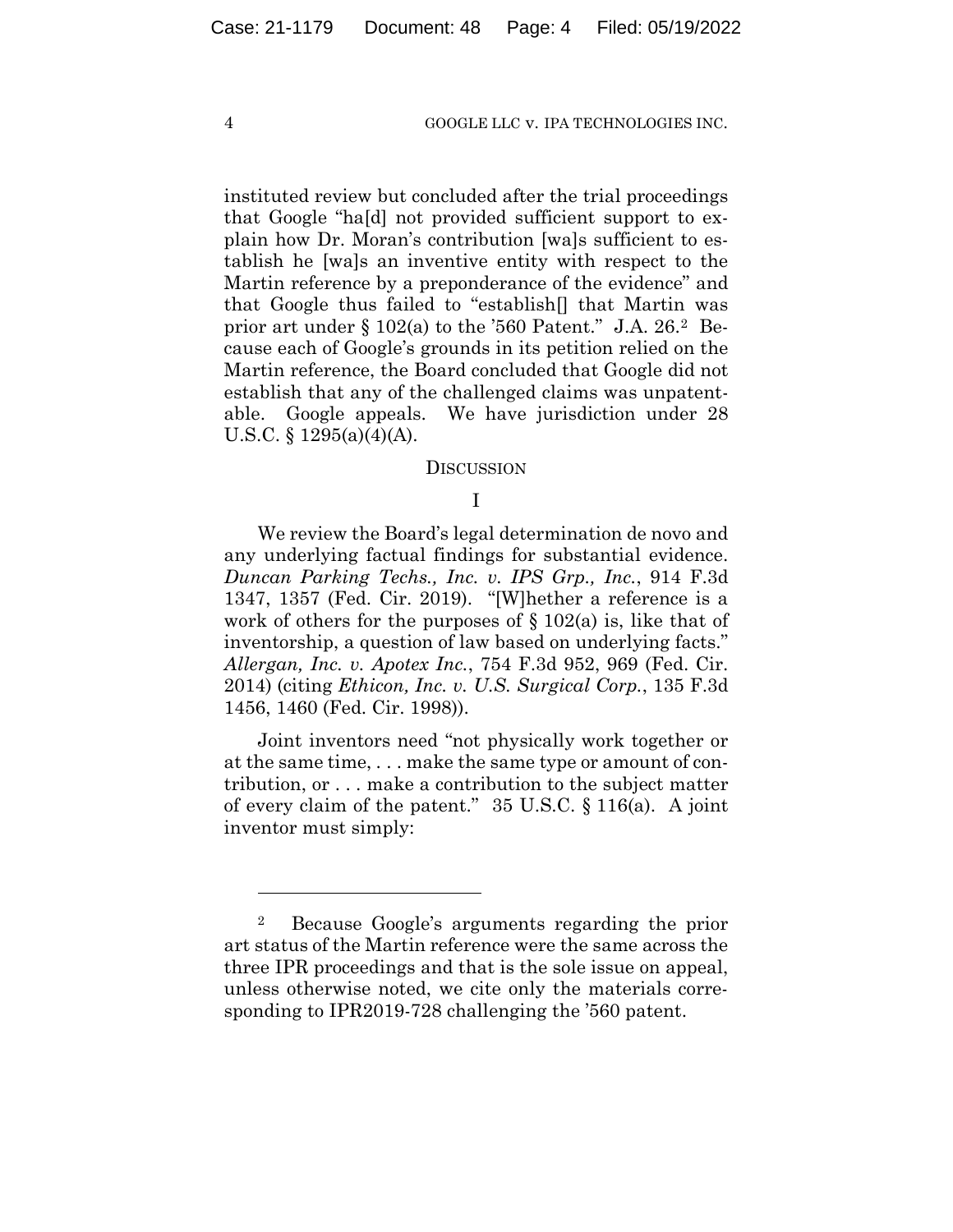instituted review but concluded after the trial proceedings that Google "ha[d] not provided sufficient support to explain how Dr. Moran's contribution [wa]s sufficient to establish he [wa]s an inventive entity with respect to the Martin reference by a preponderance of the evidence" and that Google thus failed to "establish[] that Martin was prior art under § 102(a) to the '560 Patent." J.A. 26.[2] Because each of Google's grounds in its petition relied on the Martin reference, the Board concluded that Google did not establish that any of the challenged claims was unpatentable. Google appeals. We have jurisdiction under 28 U.S.C. § 1295(a)(4)(A).

## DISCUSSION

### I

We review the Board's legal determination de novo and any underlying factual findings for substantial evidence. *Duncan Parking Techs., Inc. v. IPS Grp., Inc.*, 914 F.3d 1347, 1357 (Fed. Cir. 2019). "[W]hether a reference is a work of others for the purposes of § 102(a) is, like that of inventorship, a question of law based on underlying facts." *Allergan, Inc. v. Apotex Inc.*, 754 F.3d 952, 969 (Fed. Cir. 2014) (citing *Ethicon, Inc. v. U.S. Surgical Corp.*, 135 F.3d 1456, 1460 (Fed. Cir. 1998)).

Joint inventors need "not physically work together or at the same time, . . . make the same type or amount of contribution, or . . . make a contribution to the subject matter of every claim of the patent." 35 U.S.C. § 116(a). A joint inventor must simply:

---

[2] Because Google's arguments regarding the prior art status of the Martin reference were the same across the three IPR proceedings and that is the sole issue on appeal, unless otherwise noted, we cite only the materials corresponding to IPR2019-728 challenging the '560 patent.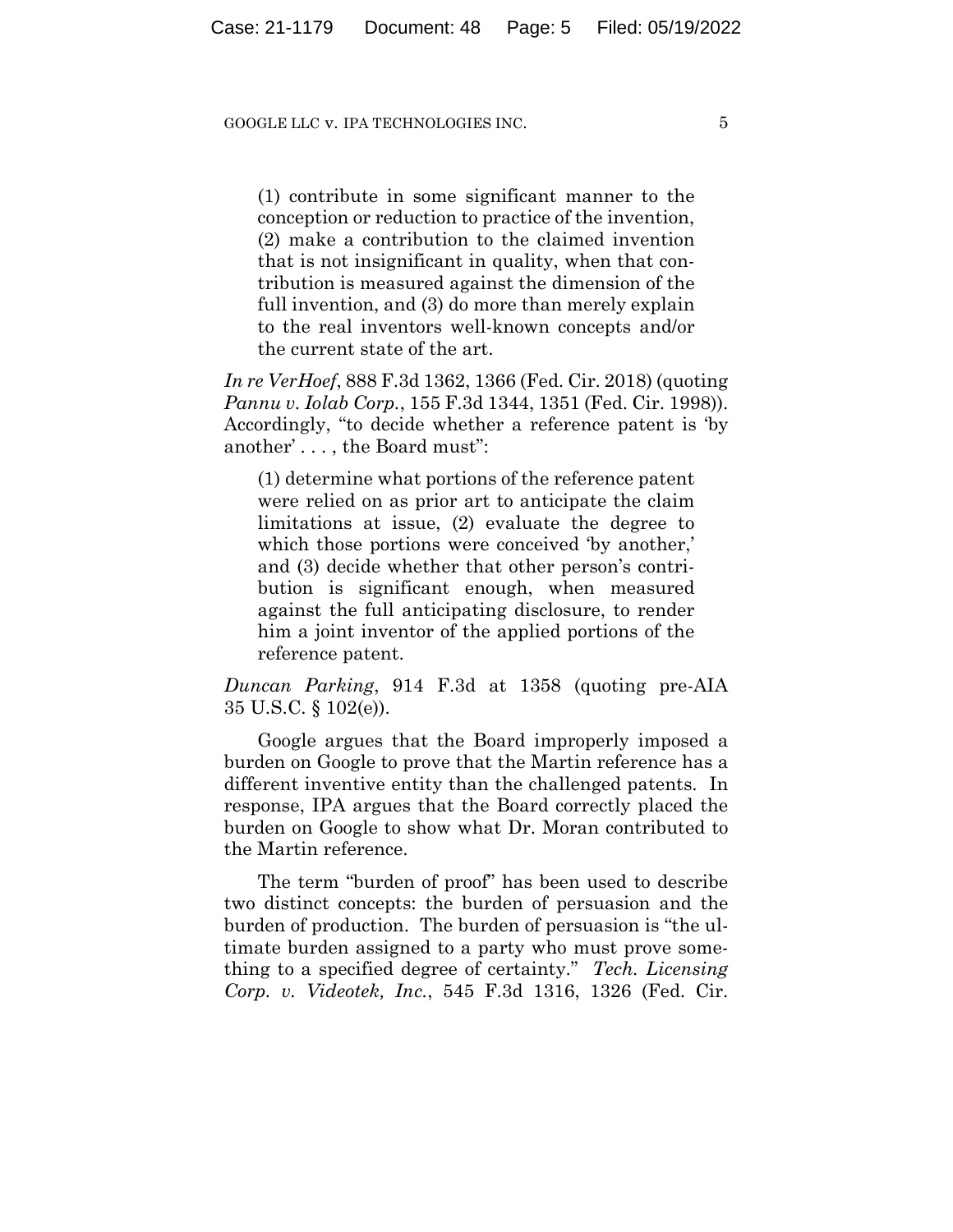> (1) contribute in some significant manner to the conception or reduction to practice of the invention, (2) make a contribution to the claimed invention that is not insignificant in quality, when that contribution is measured against the dimension of the full invention, and (3) do more than merely explain to the real inventors well-known concepts and/or the current state of the art.

*In re VerHoef*, 888 F.3d 1362, 1366 (Fed. Cir. 2018) (quoting *Pannu v. Iolab Corp.*, 155 F.3d 1344, 1351 (Fed. Cir. 1998)). Accordingly, "to decide whether a reference patent is 'by another' . . . , the Board must":

> (1) determine what portions of the reference patent were relied on as prior art to anticipate the claim limitations at issue, (2) evaluate the degree to which those portions were conceived 'by another,' and (3) decide whether that other person's contribution is significant enough, when measured against the full anticipating disclosure, to render him a joint inventor of the applied portions of the reference patent.

*Duncan Parking*, 914 F.3d at 1358 (quoting pre-AIA 35 U.S.C. § 102(e)).

Google argues that the Board improperly imposed a burden on Google to prove that the Martin reference has a different inventive entity than the challenged patents. In response, IPA argues that the Board correctly placed the burden on Google to show what Dr. Moran contributed to the Martin reference.

The term "burden of proof" has been used to describe two distinct concepts: the burden of persuasion and the burden of production. The burden of persuasion is "the ultimate burden assigned to a party who must prove something to a specified degree of certainty." *Tech. Licensing Corp. v. Videotek, Inc.*, 545 F.3d 1316, 1326 (Fed. Cir.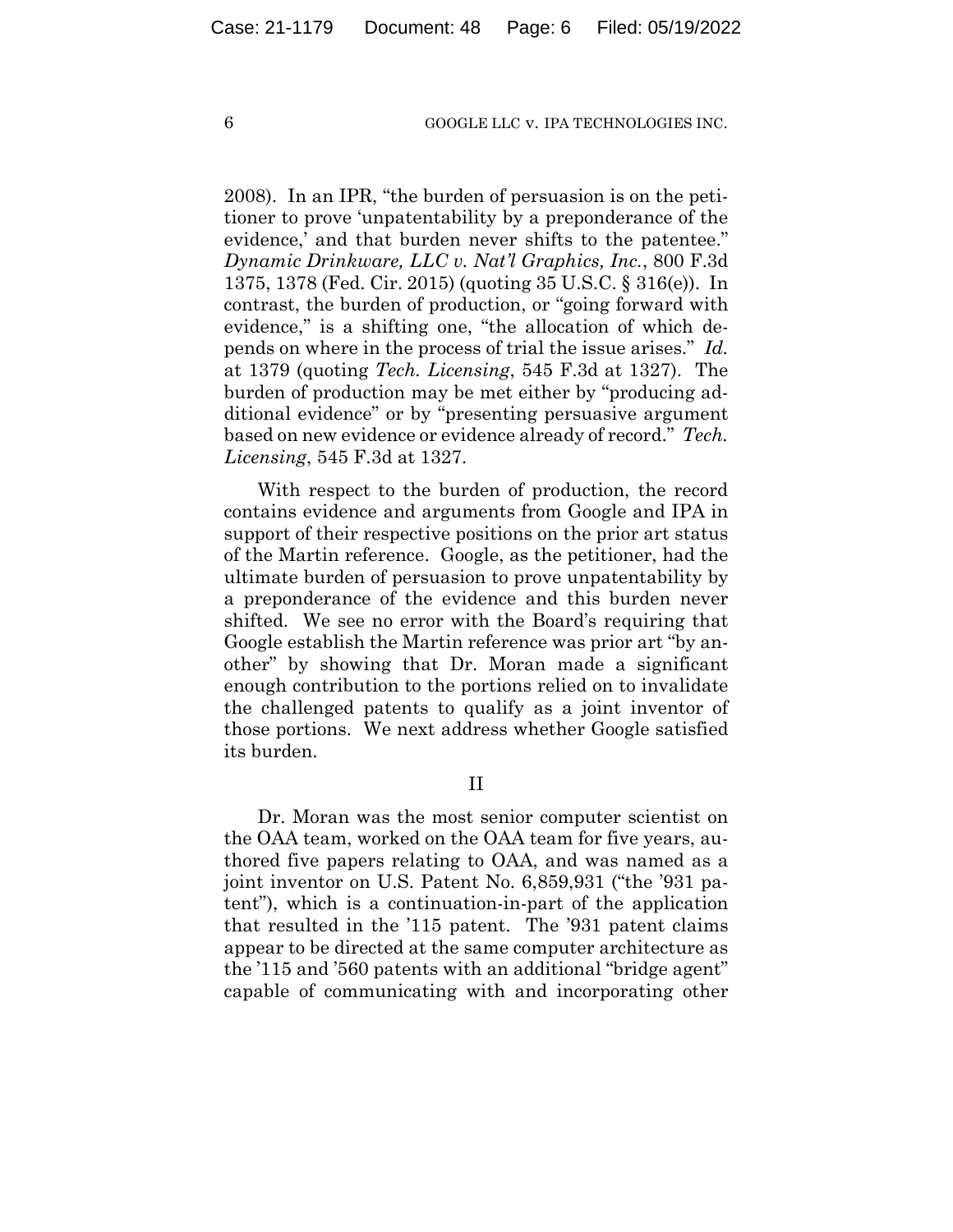2008). In an IPR, "the burden of persuasion is on the petitioner to prove 'unpatentability by a preponderance of the evidence,' and that burden never shifts to the patentee." *Dynamic Drinkware, LLC v. Nat'l Graphics, Inc.*, 800 F.3d 1375, 1378 (Fed. Cir. 2015) (quoting 35 U.S.C. § 316(e)). In contrast, the burden of production, or "going forward with evidence," is a shifting one, "the allocation of which depends on where in the process of trial the issue arises." *Id.* at 1379 (quoting *Tech. Licensing*, 545 F.3d at 1327). The burden of production may be met either by "producing additional evidence" or by "presenting persuasive argument based on new evidence or evidence already of record." *Tech. Licensing*, 545 F.3d at 1327.

With respect to the burden of production, the record contains evidence and arguments from Google and IPA in support of their respective positions on the prior art status of the Martin reference. Google, as the petitioner, had the ultimate burden of persuasion to prove unpatentability by a preponderance of the evidence and this burden never shifted. We see no error with the Board's requiring that Google establish the Martin reference was prior art "by another" by showing that Dr. Moran made a significant enough contribution to the portions relied on to invalidate the challenged patents to qualify as a joint inventor of those portions. We next address whether Google satisfied its burden.

## II

Dr. Moran was the most senior computer scientist on the OAA team, worked on the OAA team for five years, authored five papers relating to OAA, and was named as a joint inventor on U.S. Patent No. 6,859,931 ("the '931 patent"), which is a continuation-in-part of the application that resulted in the '115 patent. The '931 patent claims appear to be directed at the same computer architecture as the '115 and '560 patents with an additional "bridge agent" capable of communicating with and incorporating other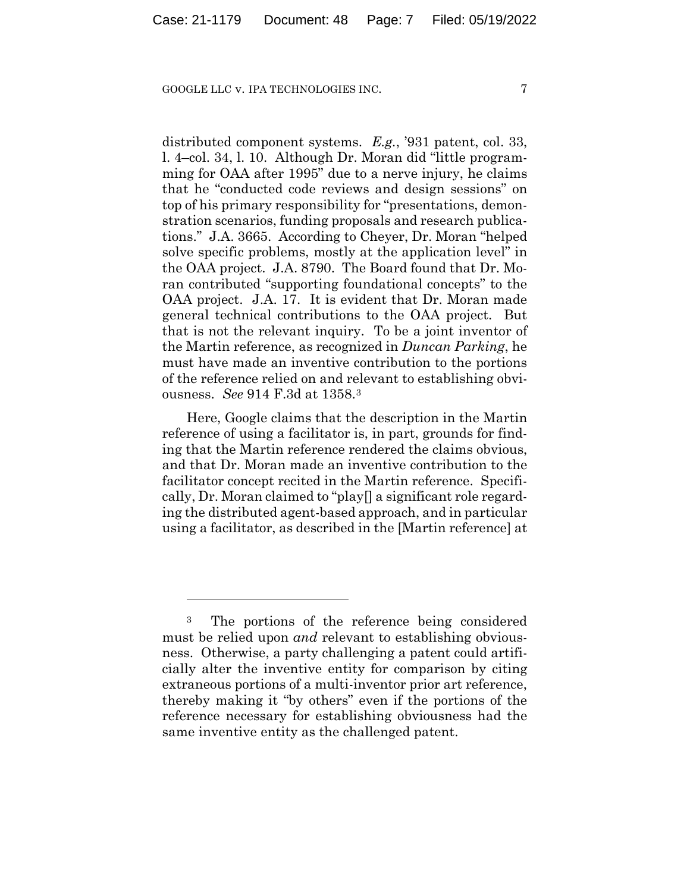distributed component systems. *E.g.*, '931 patent, col. 33, l. 4–col. 34, l. 10. Although Dr. Moran did "little programming for OAA after 1995" due to a nerve injury, he claims that he "conducted code reviews and design sessions" on top of his primary responsibility for "presentations, demonstration scenarios, funding proposals and research publications." J.A. 3665. According to Cheyer, Dr. Moran "helped solve specific problems, mostly at the application level" in the OAA project. J.A. 8790. The Board found that Dr. Moran contributed "supporting foundational concepts" to the OAA project. J.A. 17. It is evident that Dr. Moran made general technical contributions to the OAA project. But that is not the relevant inquiry. To be a joint inventor of the Martin reference, as recognized in *Duncan Parking*, he must have made an inventive contribution to the portions of the reference relied on and relevant to establishing obviousness. *See* 914 F.3d at 1358.[3]

Here, Google claims that the description in the Martin reference of using a facilitator is, in part, grounds for finding that the Martin reference rendered the claims obvious, and that Dr. Moran made an inventive contribution to the facilitator concept recited in the Martin reference. Specifically, Dr. Moran claimed to "play[] a significant role regarding the distributed agent-based approach, and in particular using a facilitator, as described in the [Martin reference] at

---

[3] The portions of the reference being considered must be relied upon *and* relevant to establishing obviousness. Otherwise, a party challenging a patent could artificially alter the inventive entity for comparison by citing extraneous portions of a multi-inventor prior art reference, thereby making it "by others" even if the portions of the reference necessary for establishing obviousness had the same inventive entity as the challenged patent.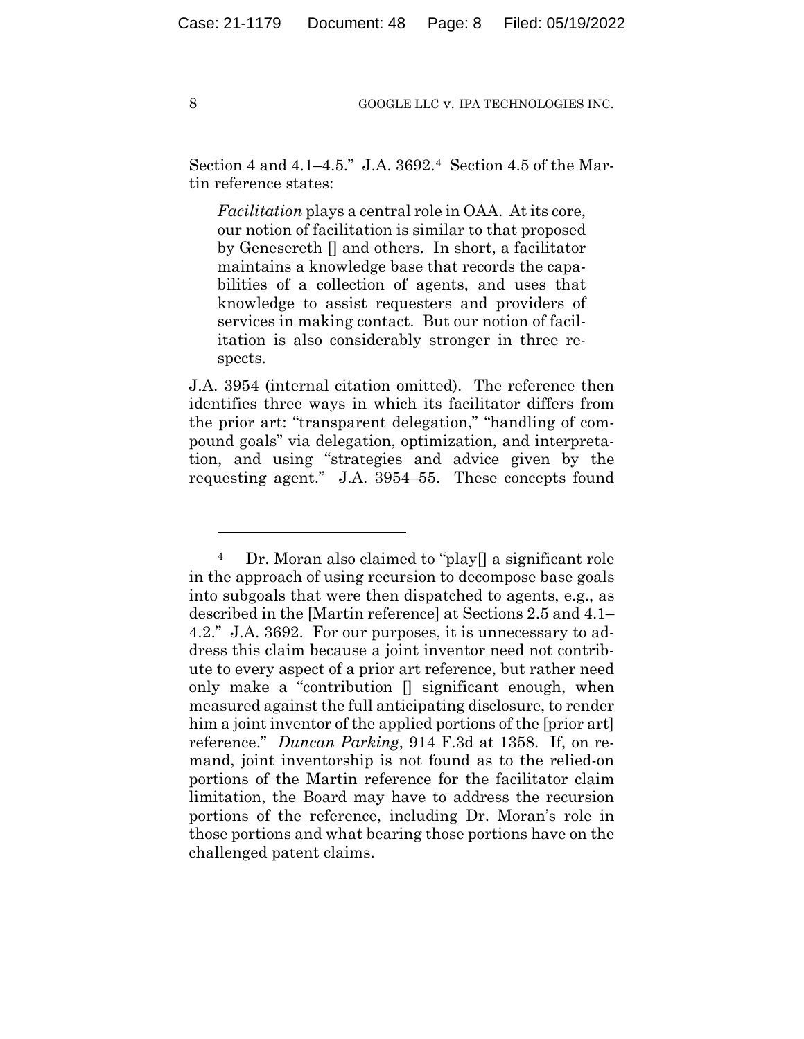Section 4 and 4.1–4.5." J.A. 3692.[4] Section 4.5 of the Martin reference states:

> *Facilitation* plays a central role in OAA. At its core, our notion of facilitation is similar to that proposed by Genesereth [] and others. In short, a facilitator maintains a knowledge base that records the capabilities of a collection of agents, and uses that knowledge to assist requesters and providers of services in making contact. But our notion of facilitation is also considerably stronger in three respects.

J.A. 3954 (internal citation omitted). The reference then identifies three ways in which its facilitator differs from the prior art: "transparent delegation," "handling of compound goals" via delegation, optimization, and interpretation, and using "strategies and advice given by the requesting agent." J.A. 3954–55. These concepts found

---

[4] Dr. Moran also claimed to "play[] a significant role in the approach of using recursion to decompose base goals into subgoals that were then dispatched to agents, e.g., as described in the [Martin reference] at Sections 2.5 and 4.1–4.2." J.A. 3692. For our purposes, it is unnecessary to address this claim because a joint inventor need not contribute to every aspect of a prior art reference, but rather need only make a "contribution [] significant enough, when measured against the full anticipating disclosure, to render him a joint inventor of the applied portions of the [prior art] reference." *Duncan Parking*, 914 F.3d at 1358. If, on remand, joint inventorship is not found as to the relied-on portions of the Martin reference for the facilitator claim limitation, the Board may have to address the recursion portions of the reference, including Dr. Moran's role in those portions and what bearing those portions have on the challenged patent claims.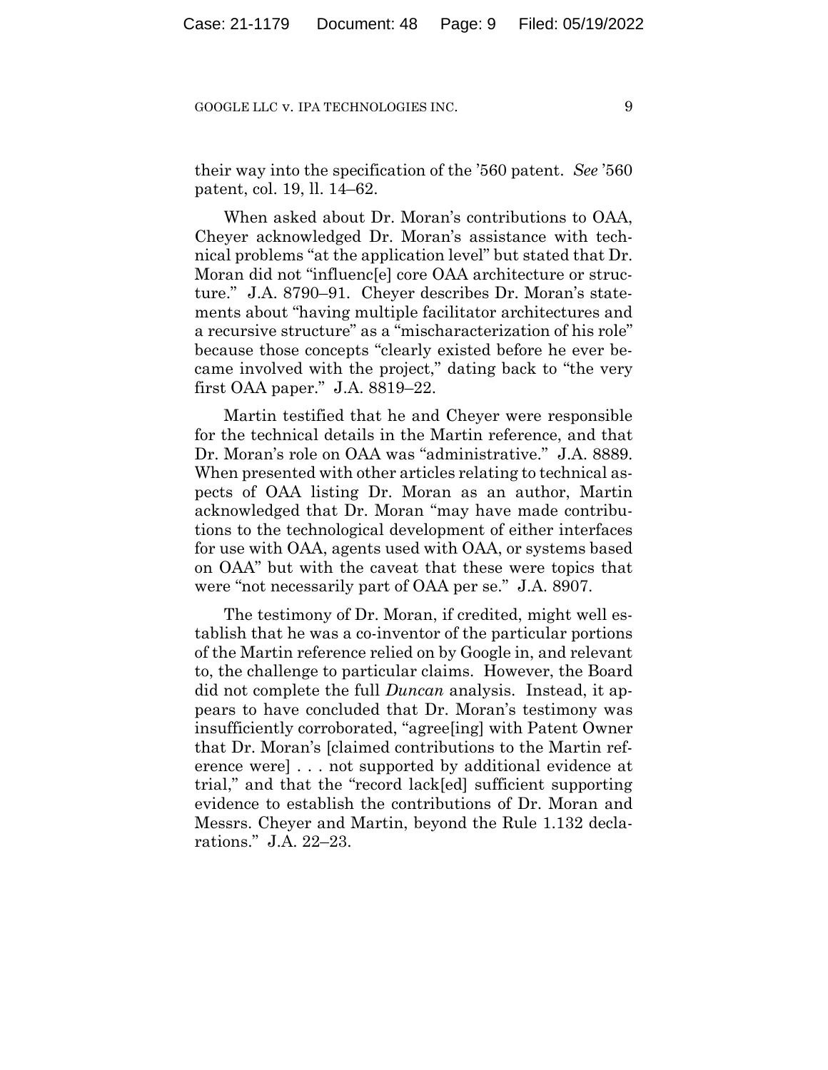their way into the specification of the ’560 patent. *See* ’560 patent, col. 19, ll. 14–62.

When asked about Dr. Moran’s contributions to OAA, Cheyer acknowledged Dr. Moran’s assistance with technical problems “at the application level” but stated that Dr. Moran did not “influenc[e] core OAA architecture or structure.” J.A. 8790–91. Cheyer describes Dr. Moran’s statements about “having multiple facilitator architectures and a recursive structure” as a “mischaracterization of his role” because those concepts “clearly existed before he ever became involved with the project,” dating back to “the very first OAA paper.” J.A. 8819–22.

Martin testified that he and Cheyer were responsible for the technical details in the Martin reference, and that Dr. Moran’s role on OAA was “administrative.” J.A. 8889. When presented with other articles relating to technical aspects of OAA listing Dr. Moran as an author, Martin acknowledged that Dr. Moran “may have made contributions to the technological development of either interfaces for use with OAA, agents used with OAA, or systems based on OAA” but with the caveat that these were topics that were “not necessarily part of OAA per se.” J.A. 8907.

The testimony of Dr. Moran, if credited, might well establish that he was a co-inventor of the particular portions of the Martin reference relied on by Google in, and relevant to, the challenge to particular claims. However, the Board did not complete the full *Duncan* analysis. Instead, it appears to have concluded that Dr. Moran’s testimony was insufficiently corroborated, “agree[ing] with Patent Owner that Dr. Moran’s [claimed contributions to the Martin reference were] . . . not supported by additional evidence at trial,” and that the “record lack[ed] sufficient supporting evidence to establish the contributions of Dr. Moran and Messrs. Cheyer and Martin, beyond the Rule 1.132 declarations.” J.A. 22–23.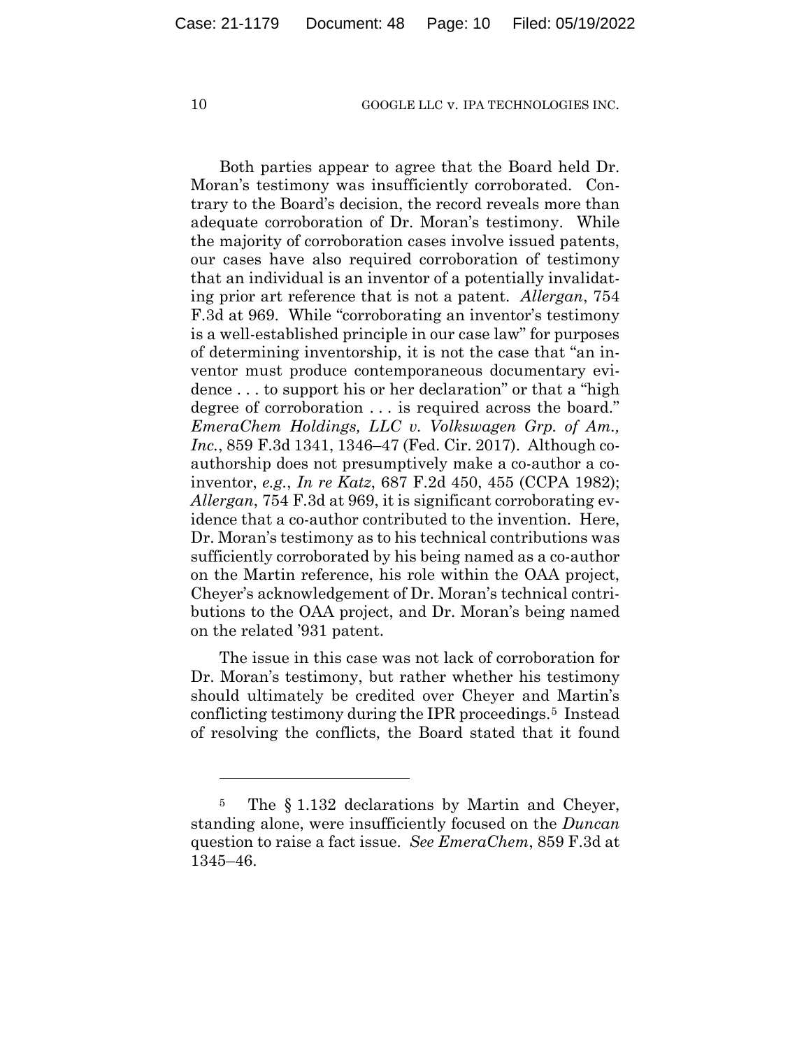Both parties appear to agree that the Board held Dr. Moran's testimony was insufficiently corroborated. Contrary to the Board's decision, the record reveals more than adequate corroboration of Dr. Moran's testimony. While the majority of corroboration cases involve issued patents, our cases have also required corroboration of testimony that an individual is an inventor of a potentially invalidating prior art reference that is not a patent. *Allergan*, 754 F.3d at 969. While "corroborating an inventor's testimony is a well-established principle in our case law" for purposes of determining inventorship, it is not the case that "an inventor must produce contemporaneous documentary evidence . . . to support his or her declaration" or that a "high degree of corroboration . . . is required across the board." *EmeraChem Holdings, LLC v. Volkswagen Grp. of Am., Inc.*, 859 F.3d 1341, 1346–47 (Fed. Cir. 2017). Although co-authorship does not presumptively make a co-author a co-inventor, *e.g.*, *In re Katz*, 687 F.2d 450, 455 (CCPA 1982); *Allergan*, 754 F.3d at 969, it is significant corroborating evidence that a co-author contributed to the invention. Here, Dr. Moran's testimony as to his technical contributions was sufficiently corroborated by his being named as a co-author on the Martin reference, his role within the OAA project, Cheyer's acknowledgement of Dr. Moran's technical contributions to the OAA project, and Dr. Moran's being named on the related '931 patent.

The issue in this case was not lack of corroboration for Dr. Moran's testimony, but rather whether his testimony should ultimately be credited over Cheyer and Martin's conflicting testimony during the IPR proceedings.[5] Instead of resolving the conflicts, the Board stated that it found

[5] The § 1.132 declarations by Martin and Cheyer, standing alone, were insufficiently focused on the *Duncan* question to raise a fact issue. *See EmeraChem*, 859 F.3d at 1345–46.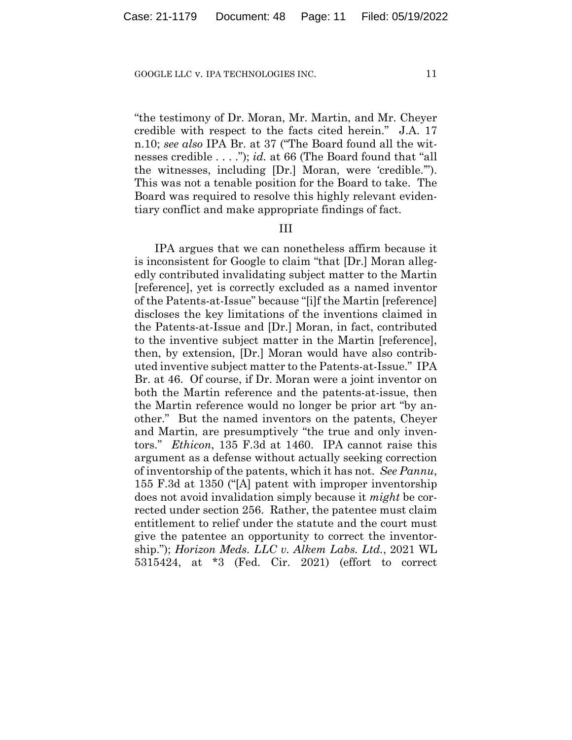"the testimony of Dr. Moran, Mr. Martin, and Mr. Cheyer credible with respect to the facts cited herein." J.A. 17 n.10; *see also* IPA Br. at 37 ("The Board found all the witnesses credible . . . ."); *id.* at 66 (The Board found that "all the witnesses, including [Dr.] Moran, were 'credible.'"). This was not a tenable position for the Board to take. The Board was required to resolve this highly relevant evidentiary conflict and make appropriate findings of fact.

## III

IPA argues that we can nonetheless affirm because it is inconsistent for Google to claim "that [Dr.] Moran allegedly contributed invalidating subject matter to the Martin [reference], yet is correctly excluded as a named inventor of the Patents-at-Issue" because "[i]f the Martin [reference] discloses the key limitations of the inventions claimed in the Patents-at-Issue and [Dr.] Moran, in fact, contributed to the inventive subject matter in the Martin [reference], then, by extension, [Dr.] Moran would have also contributed inventive subject matter to the Patents-at-Issue." IPA Br. at 46. Of course, if Dr. Moran were a joint inventor on both the Martin reference and the patents-at-issue, then the Martin reference would no longer be prior art "by another." But the named inventors on the patents, Cheyer and Martin, are presumptively "the true and only inventors." *Ethicon*, 135 F.3d at 1460. IPA cannot raise this argument as a defense without actually seeking correction of inventorship of the patents, which it has not. *See Pannu*, 155 F.3d at 1350 ("[A] patent with improper inventorship does not avoid invalidation simply because it *might* be corrected under section 256. Rather, the patentee must claim entitlement to relief under the statute and the court must give the patentee an opportunity to correct the inventorship."); *Horizon Meds. LLC v. Alkem Labs. Ltd.*, 2021 WL 5315424, at *3 (Fed. Cir. 2021) (effort to correct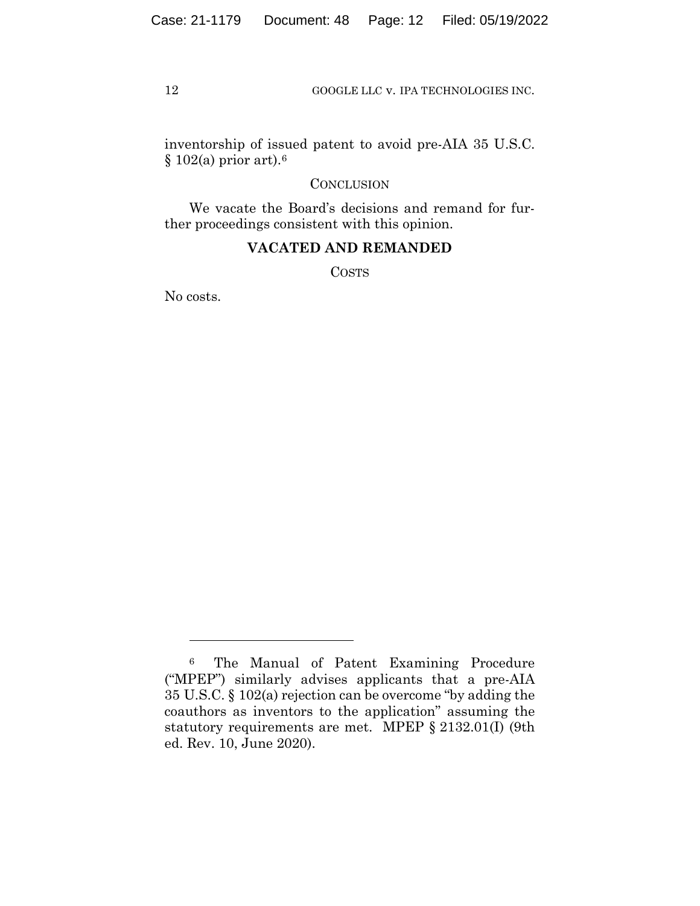inventorship of issued patent to avoid pre-AIA 35 U.S.C. § 102(a) prior art).[6]

## CONCLUSION

We vacate the Board's decisions and remand for further proceedings consistent with this opinion.

**VACATED AND REMANDED**

## COSTS

No costs.

---

[6] The Manual of Patent Examining Procedure ("MPEP") similarly advises applicants that a pre-AIA 35 U.S.C. § 102(a) rejection can be overcome "by adding the coauthors as inventors to the application" assuming the statutory requirements are met. MPEP § 2132.01(I) (9th ed. Rev. 10, June 2020).